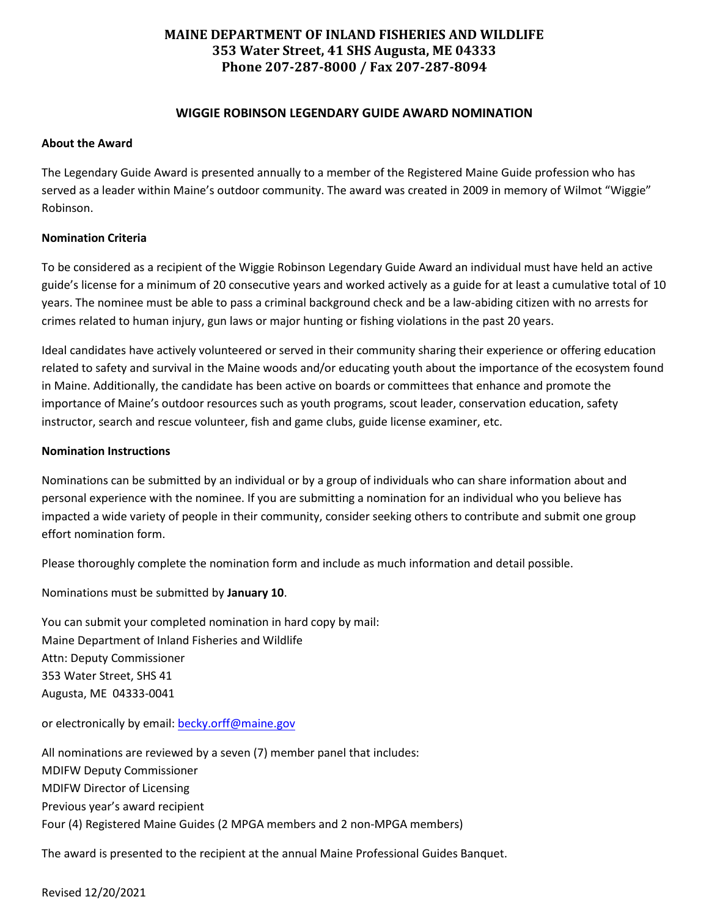# MAINE DEPARTMENT OF INLAND FISHERIES AND WILDLIFE
**353 Water Street, 41 SHS Augusta, ME 04333**
**Phone 207-287-8000 / Fax 207-287-8094**

## WIGGIE ROBINSON LEGENDARY GUIDE AWARD NOMINATION

**About the Award**

The Legendary Guide Award is presented annually to a member of the Registered Maine Guide profession who has served as a leader within Maine's outdoor community. The award was created in 2009 in memory of Wilmot "Wiggie" Robinson.

**Nomination Criteria**

To be considered as a recipient of the Wiggie Robinson Legendary Guide Award an individual must have held an active guide's license for a minimum of 20 consecutive years and worked actively as a guide for at least a cumulative total of 10 years. The nominee must be able to pass a criminal background check and be a law-abiding citizen with no arrests for crimes related to human injury, gun laws or major hunting or fishing violations in the past 20 years.

Ideal candidates have actively volunteered or served in their community sharing their experience or offering education related to safety and survival in the Maine woods and/or educating youth about the importance of the ecosystem found in Maine. Additionally, the candidate has been active on boards or committees that enhance and promote the importance of Maine's outdoor resources such as youth programs, scout leader, conservation education, safety instructor, search and rescue volunteer, fish and game clubs, guide license examiner, etc.

**Nomination Instructions**

Nominations can be submitted by an individual or by a group of individuals who can share information about and personal experience with the nominee. If you are submitting a nomination for an individual who you believe has impacted a wide variety of people in their community, consider seeking others to contribute and submit one group effort nomination form.

Please thoroughly complete the nomination form and include as much information and detail possible.

Nominations must be submitted by **January 10**.

You can submit your completed nomination in hard copy by mail:
Maine Department of Inland Fisheries and Wildlife
Attn: Deputy Commissioner
353 Water Street, SHS 41
Augusta, ME 04333-0041

or electronically by email: becky.orff@maine.gov

All nominations are reviewed by a seven (7) member panel that includes:
MDIFW Deputy Commissioner
MDIFW Director of Licensing
Previous year's award recipient
Four (4) Registered Maine Guides (2 MPGA members and 2 non-MPGA members)

The award is presented to the recipient at the annual Maine Professional Guides Banquet.

Revised 12/20/2021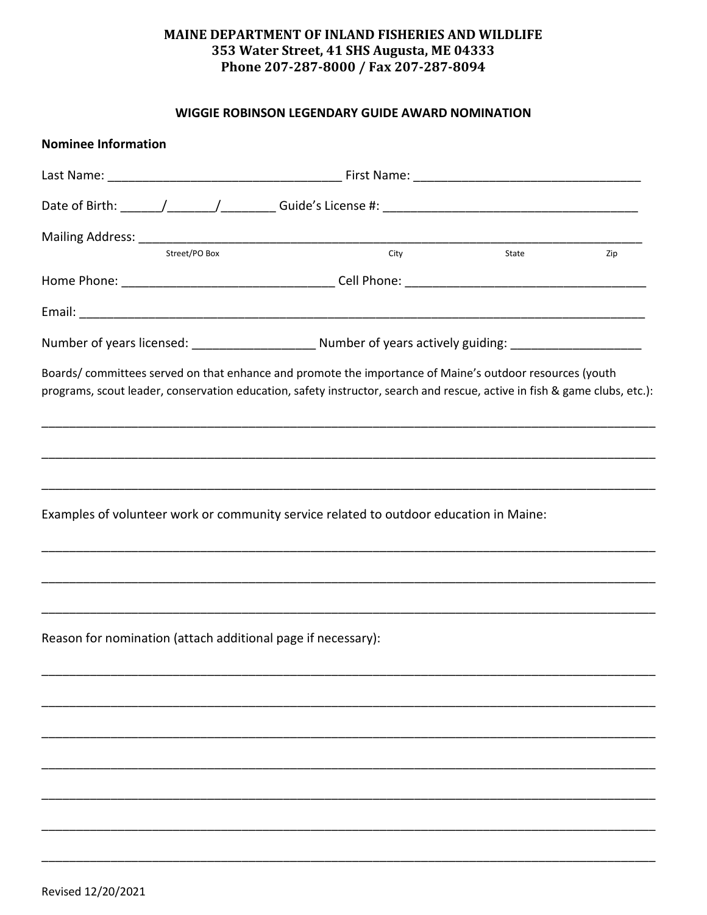**MAINE DEPARTMENT OF INLAND FISHERIES AND WILDLIFE**
**353 Water Street, 41 SHS Augusta, ME 04333**
**Phone 207-287-8000 / Fax 207-287-8094**

## WIGGIE ROBINSON LEGENDARY GUIDE AWARD NOMINATION

**Nominee Information**

Last Name: ______________________________ First Name: ______________________________

Date of Birth: ______/_______/________ Guide's License #: ______________________________

Mailing Address: ______________________________________________________________
Street/PO Box City State Zip

Home Phone: ______________________________ Cell Phone: ______________________________

Email: ______________________________________________________________

Number of years licensed: __________________ Number of years actively guiding: __________________

Boards/ committees served on that enhance and promote the importance of Maine's outdoor resources (youth programs, scout leader, conservation education, safety instructor, search and rescue, active in fish & game clubs, etc.):

______________________________________________________________

______________________________________________________________

______________________________________________________________

Examples of volunteer work or community service related to outdoor education in Maine:

______________________________________________________________

______________________________________________________________

______________________________________________________________

Reason for nomination (attach additional page if necessary):

______________________________________________________________

______________________________________________________________

______________________________________________________________

______________________________________________________________

______________________________________________________________

______________________________________________________________

______________________________________________________________

Revised 12/20/2021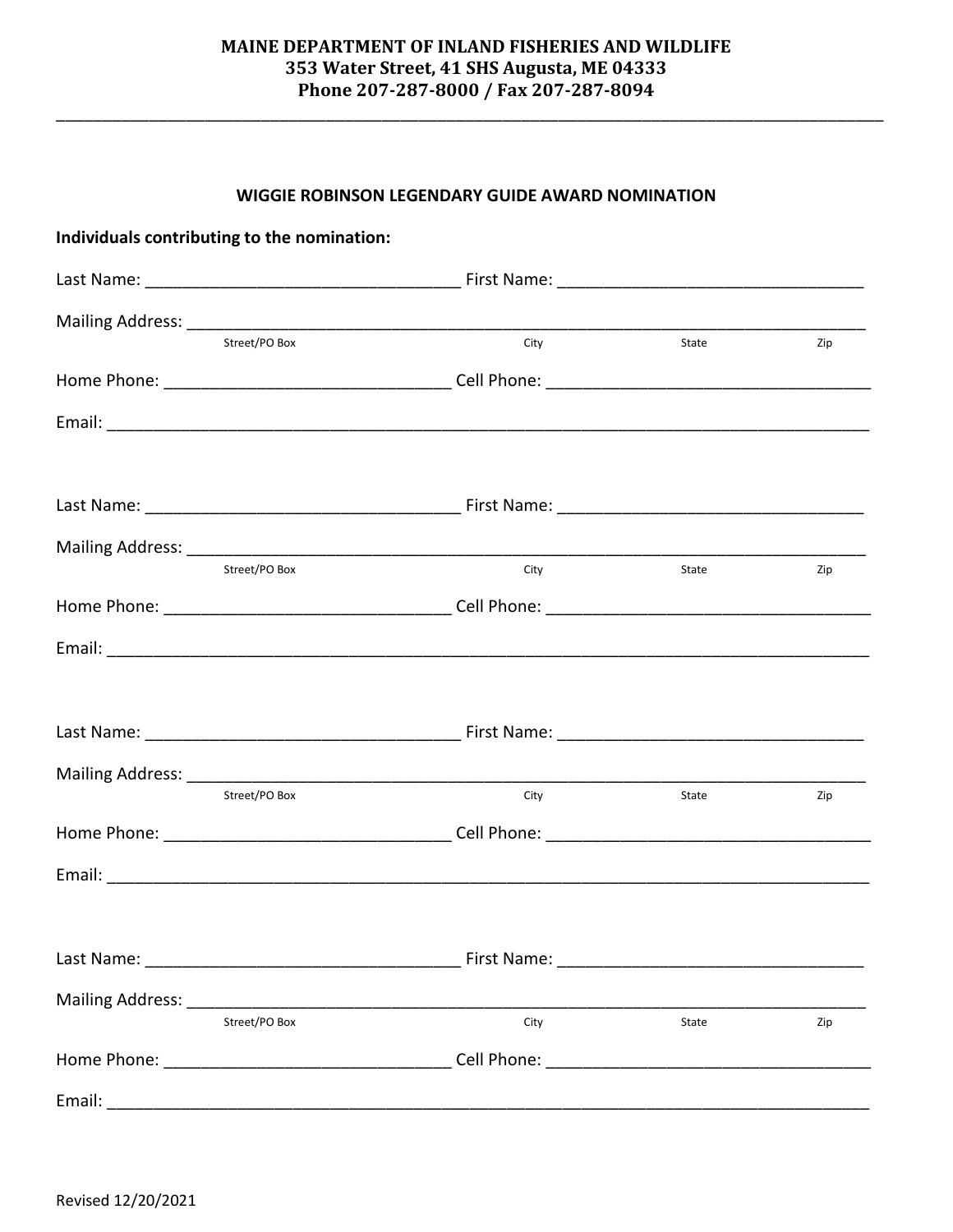**MAINE DEPARTMENT OF INLAND FISHERIES AND WILDLIFE**
**353 Water Street, 41 SHS Augusta, ME 04333**
**Phone 207-287-8000 / Fax 207-287-8094**

---

**WIGGIE ROBINSON LEGENDARY GUIDE AWARD NOMINATION**

**Individuals contributing to the nomination:**

Last Name: ________________________________ First Name: ________________________________

Mailing Address: ______________________________________________________________________
Street/PO Box City State Zip

Home Phone: ____________________________ Cell Phone: ________________________________

Email: _______________________________________________________________________________

Last Name: ________________________________ First Name: ________________________________

Mailing Address: ______________________________________________________________________
Street/PO Box City State Zip

Home Phone: ____________________________ Cell Phone: ________________________________

Email: _______________________________________________________________________________

Last Name: ________________________________ First Name: ________________________________

Mailing Address: ______________________________________________________________________
Street/PO Box City State Zip

Home Phone: ____________________________ Cell Phone: ________________________________

Email: _______________________________________________________________________________

Last Name: ________________________________ First Name: ________________________________

Mailing Address: ______________________________________________________________________
Street/PO Box City State Zip

Home Phone: ____________________________ Cell Phone: ________________________________

Email: _______________________________________________________________________________

Revised 12/20/2021